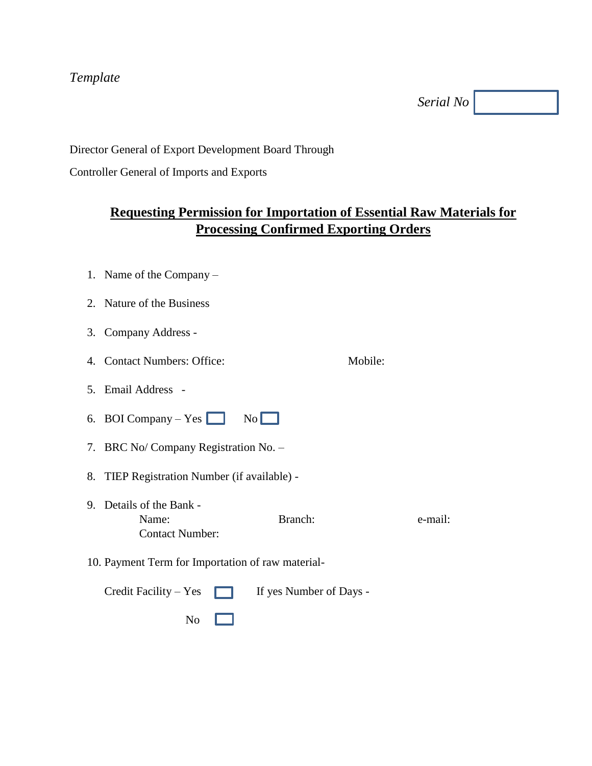*Template*

*Serial No* ☐

Director General of Export Development Board Through

Controller General of Imports and Exports

## Requesting Permission for Importation of Essential Raw Materials for Processing Confirmed Exporting Orders

1. Name of the Company –
2. Nature of the Business
3. Company Address -
4. Contact Numbers: Office: Mobile:
5. Email Address -
6. BOI Company – Yes ☐ No ☐
7. BRC No/ Company Registration No. –
8. TIEP Registration Number (if available) -
9. Details of the Bank -
   Name: Branch: e-mail:
   Contact Number:
10. Payment Term for Importation of raw material-

    Credit Facility – Yes ☐ If yes Number of Days -

    No ☐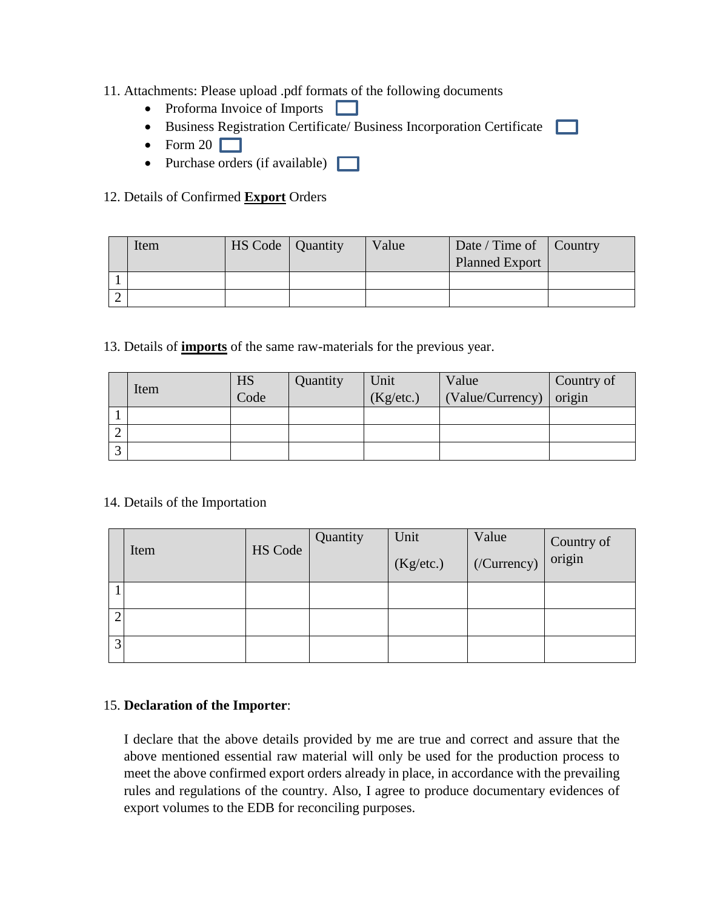11. Attachments: Please upload .pdf formats of the following documents

- Proforma Invoice of Imports ☐
- Business Registration Certificate/ Business Incorporation Certificate ☐
- Form 20 ☐
- Purchase orders (if available) ☐

12. Details of Confirmed **Export** Orders

| | Item | HS Code | Quantity | Value | Date / Time of Planned Export | Country |
|---|---|---|---|---|---|---|
| 1 | | | | | | |
| 2 | | | | | | |

13. Details of **imports** of the same raw-materials for the previous year.

| | Item | HS Code | Quantity | Unit (Kg/etc.) | Value (Value/Currency) | Country of origin |
|---|---|---|---|---|---|---|
| 1 | | | | | | |
| 2 | | | | | | |
| 3 | | | | | | |

14. Details of the Importation

| | Item | HS Code | Quantity | Unit (Kg/etc.) | Value (/Currency) | Country of origin |
|---|---|---|---|---|---|---|
| 1 | | | | | | |
| 2 | | | | | | |
| 3 | | | | | | |

15. **Declaration of the Importer**:

I declare that the above details provided by me are true and correct and assure that the above mentioned essential raw material will only be used for the production process to meet the above confirmed export orders already in place, in accordance with the prevailing rules and regulations of the country. Also, I agree to produce documentary evidences of export volumes to the EDB for reconciling purposes.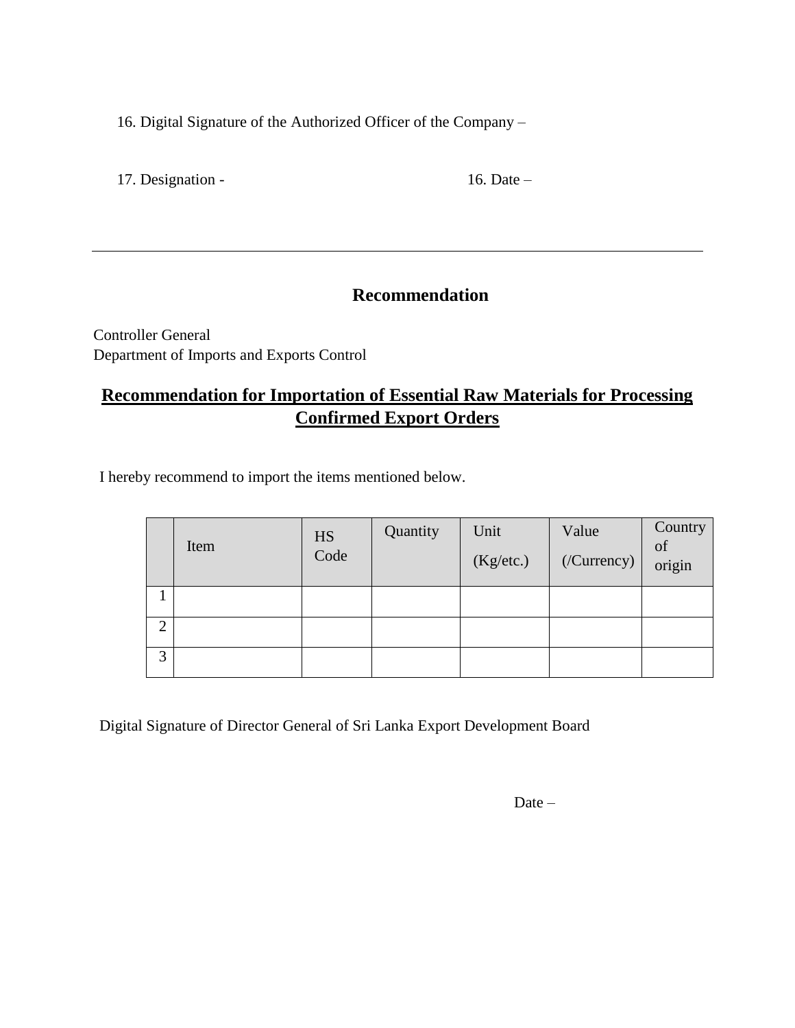16. Digital Signature of the Authorized Officer of the Company –

17. Designation -

16. Date –

---

## Recommendation

Controller General
Department of Imports and Exports Control

## **Recommendation for Importation of Essential Raw Materials for Processing Confirmed Export Orders**

I hereby recommend to import the items mentioned below.

| | Item | HS Code | Quantity | Unit (Kg/etc.) | Value (/Currency) | Country of origin |
|---|---|---|---|---|---|---|
| 1 | | | | | | |
| 2 | | | | | | |
| 3 | | | | | | |

Digital Signature of Director General of Sri Lanka Export Development Board

Date –